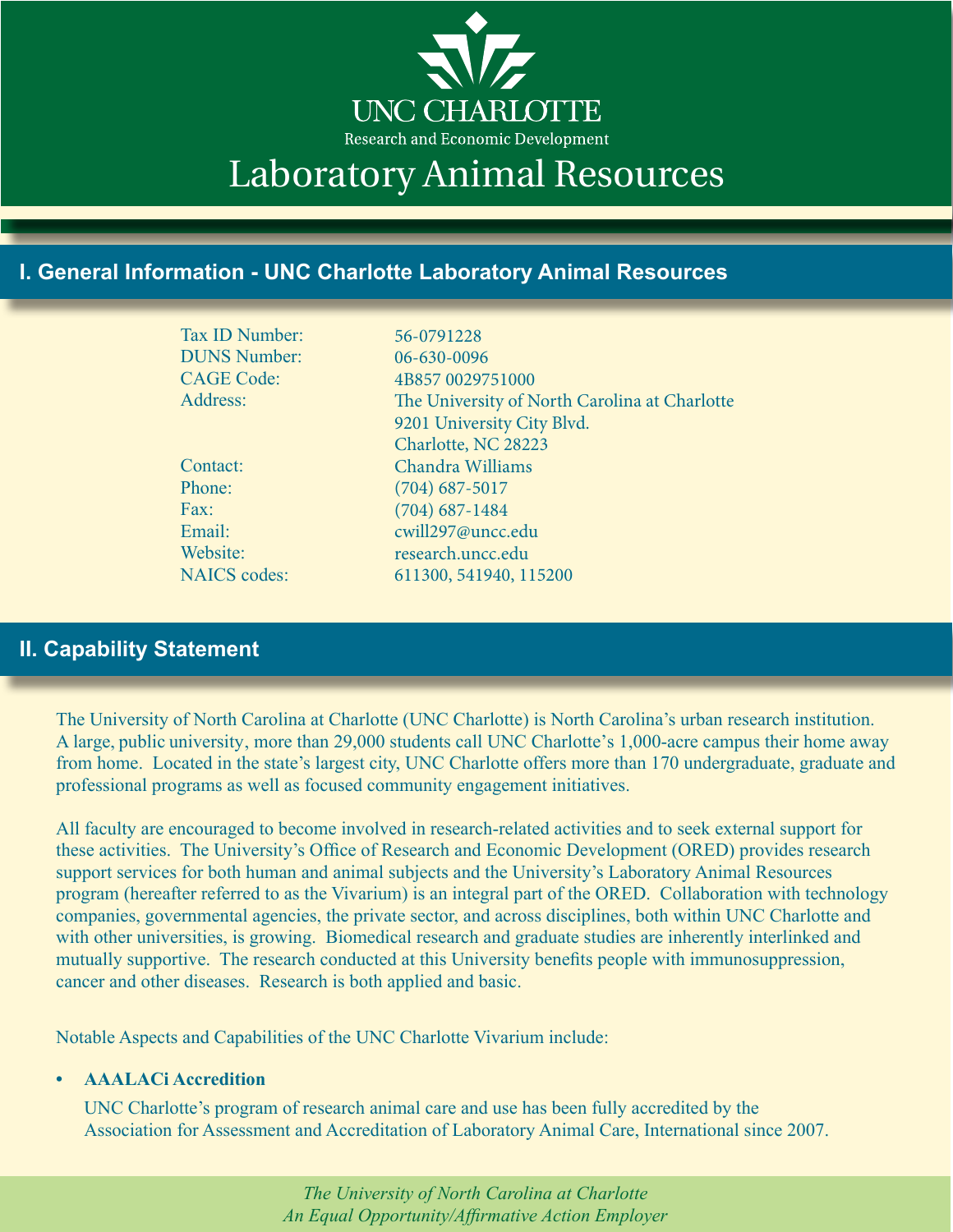# UNC CHARLOTTE

Research and Economic Development

# Laboratory Animal Resources

## I. General Information - UNC Charlotte Laboratory Animal Resources

| | |
|---|---|
| Tax ID Number: | 56-0791228 |
| DUNS Number: | 06-630-0096 |
| CAGE Code: | 4B857 0029751000 |
| Address: | The University of North Carolina at Charlotte<br>9201 University City Blvd.<br>Charlotte, NC 28223 |
| Contact: | Chandra Williams |
| Phone: | (704) 687-5017 |
| Fax: | (704) 687-1484 |
| Email: | cwill297@uncc.edu |
| Website: | research.uncc.edu |
| NAICS codes: | 611300, 541940, 115200 |

## II. Capability Statement

The University of North Carolina at Charlotte (UNC Charlotte) is North Carolina's urban research institution. A large, public university, more than 29,000 students call UNC Charlotte's 1,000-acre campus their home away from home. Located in the state's largest city, UNC Charlotte offers more than 170 undergraduate, graduate and professional programs as well as focused community engagement initiatives.

All faculty are encouraged to become involved in research-related activities and to seek external support for these activities. The University's Office of Research and Economic Development (ORED) provides research support services for both human and animal subjects and the University's Laboratory Animal Resources program (hereafter referred to as the Vivarium) is an integral part of the ORED. Collaboration with technology companies, governmental agencies, the private sector, and across disciplines, both within UNC Charlotte and with other universities, is growing. Biomedical research and graduate studies are inherently interlinked and mutually supportive. The research conducted at this University benefits people with immunosuppression, cancer and other diseases. Research is both applied and basic.

Notable Aspects and Capabilities of the UNC Charlotte Vivarium include:

- **AAALACi Accredition**

  UNC Charlotte's program of research animal care and use has been fully accredited by the Association for Assessment and Accreditation of Laboratory Animal Care, International since 2007.

*The University of North Carolina at Charlotte*
*An Equal Opportunity/Affirmative Action Employer*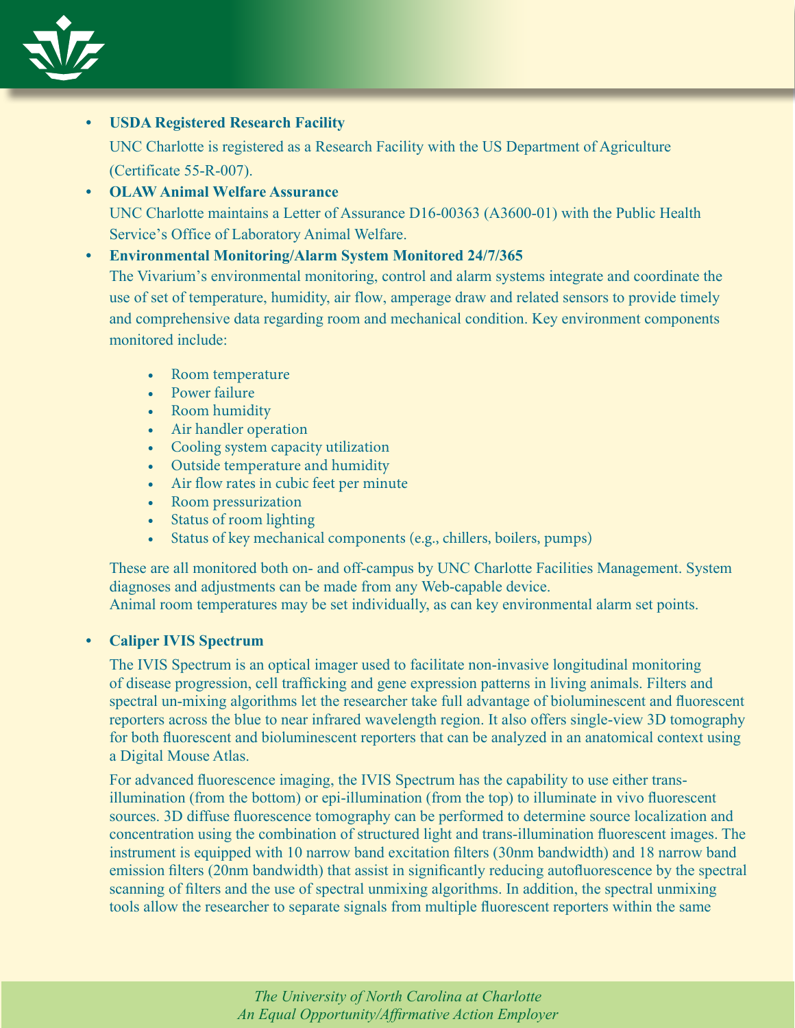- **USDA Registered Research Facility**

  UNC Charlotte is registered as a Research Facility with the US Department of Agriculture (Certificate 55-R-007).

- **OLAW Animal Welfare Assurance**

  UNC Charlotte maintains a Letter of Assurance D16-00363 (A3600-01) with the Public Health Service's Office of Laboratory Animal Welfare.

- **Environmental Monitoring/Alarm System Monitored 24/7/365**

  The Vivarium's environmental monitoring, control and alarm systems integrate and coordinate the use of set of temperature, humidity, air flow, amperage draw and related sensors to provide timely and comprehensive data regarding room and mechanical condition. Key environment components monitored include:

  - Room temperature
  - Power failure
  - Room humidity
  - Air handler operation
  - Cooling system capacity utilization
  - Outside temperature and humidity
  - Air flow rates in cubic feet per minute
  - Room pressurization
  - Status of room lighting
  - Status of key mechanical components (e.g., chillers, boilers, pumps)

  These are all monitored both on- and off-campus by UNC Charlotte Facilities Management. System diagnoses and adjustments can be made from any Web-capable device.
  Animal room temperatures may be set individually, as can key environmental alarm set points.

- **Caliper IVIS Spectrum**

  The IVIS Spectrum is an optical imager used to facilitate non-invasive longitudinal monitoring of disease progression, cell trafficking and gene expression patterns in living animals. Filters and spectral un-mixing algorithms let the researcher take full advantage of bioluminescent and fluorescent reporters across the blue to near infrared wavelength region. It also offers single-view 3D tomography for both fluorescent and bioluminescent reporters that can be analyzed in an anatomical context using a Digital Mouse Atlas.

  For advanced fluorescence imaging, the IVIS Spectrum has the capability to use either trans-illumination (from the bottom) or epi-illumination (from the top) to illuminate in vivo fluorescent sources. 3D diffuse fluorescence tomography can be performed to determine source localization and concentration using the combination of structured light and trans-illumination fluorescent images. The instrument is equipped with 10 narrow band excitation filters (30nm bandwidth) and 18 narrow band emission filters (20nm bandwidth) that assist in significantly reducing autofluorescence by the spectral scanning of filters and the use of spectral unmixing algorithms. In addition, the spectral unmixing tools allow the researcher to separate signals from multiple fluorescent reporters within the same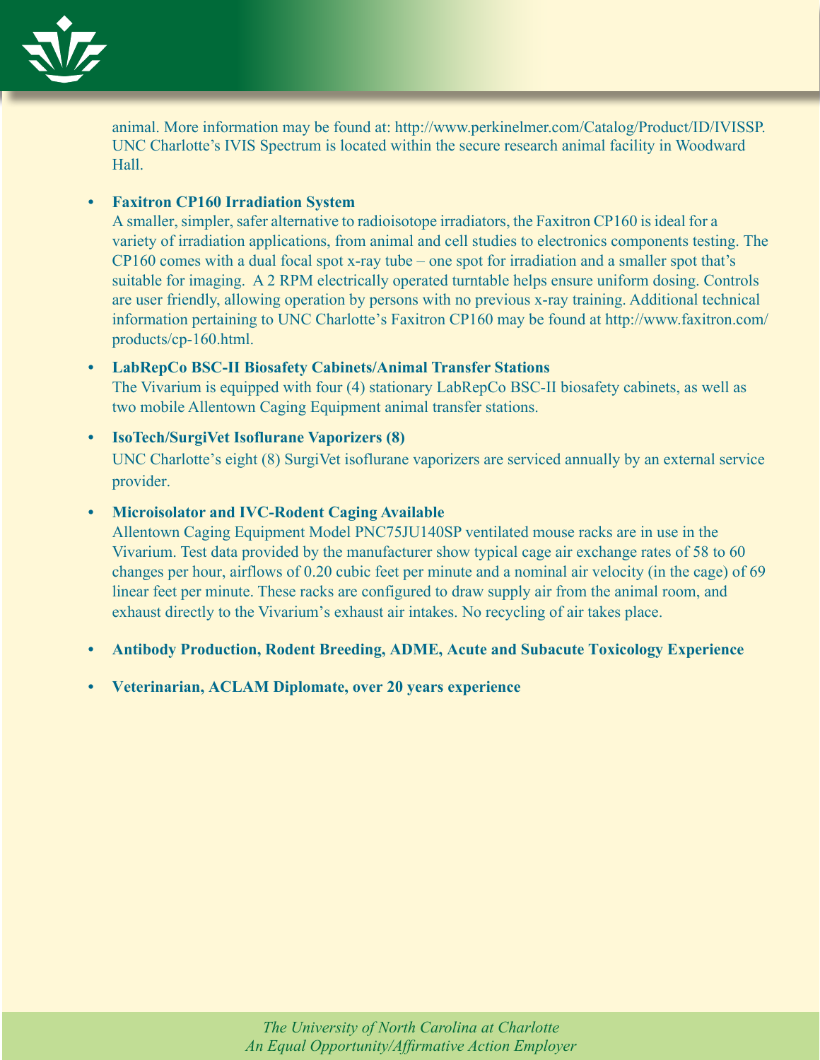animal. More information may be found at: http://www.perkinelmer.com/Catalog/Product/ID/IVISSP. UNC Charlotte's IVIS Spectrum is located within the secure research animal facility in Woodward Hall.

- **Faxitron CP160 Irradiation System**
  A smaller, simpler, safer alternative to radioisotope irradiators, the Faxitron CP160 is ideal for a variety of irradiation applications, from animal and cell studies to electronics components testing. The CP160 comes with a dual focal spot x-ray tube – one spot for irradiation and a smaller spot that's suitable for imaging. A 2 RPM electrically operated turntable helps ensure uniform dosing. Controls are user friendly, allowing operation by persons with no previous x-ray training. Additional technical information pertaining to UNC Charlotte's Faxitron CP160 may be found at http://www.faxitron.com/products/cp-160.html.

- **LabRepCo BSC-II Biosafety Cabinets/Animal Transfer Stations**
  The Vivarium is equipped with four (4) stationary LabRepCo BSC-II biosafety cabinets, as well as two mobile Allentown Caging Equipment animal transfer stations.

- **IsoTech/SurgiVet Isoflurane Vaporizers (8)**
  UNC Charlotte's eight (8) SurgiVet isoflurane vaporizers are serviced annually by an external service provider.

- **Microisolator and IVC-Rodent Caging Available**
  Allentown Caging Equipment Model PNC75JU140SP ventilated mouse racks are in use in the Vivarium. Test data provided by the manufacturer show typical cage air exchange rates of 58 to 60 changes per hour, airflows of 0.20 cubic feet per minute and a nominal air velocity (in the cage) of 69 linear feet per minute. These racks are configured to draw supply air from the animal room, and exhaust directly to the Vivarium's exhaust air intakes. No recycling of air takes place.

- **Antibody Production, Rodent Breeding, ADME, Acute and Subacute Toxicology Experience**

- **Veterinarian, ACLAM Diplomate, over 20 years experience**

*The University of North Carolina at Charlotte*
*An Equal Opportunity/Affirmative Action Employer*